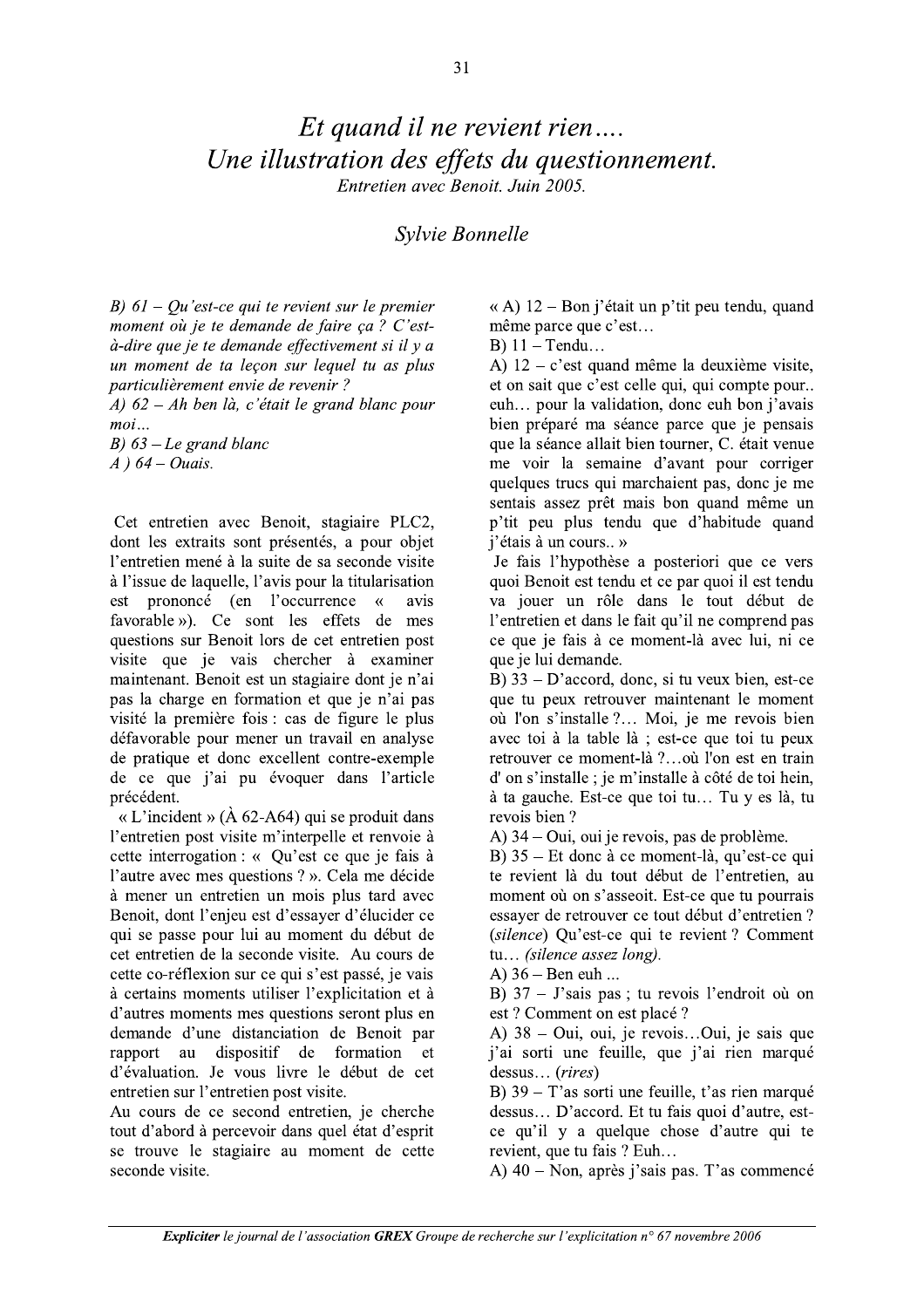# *Et quand il ne revient rien.... Une illustration des effets du questionnement.*

*Entretien avec Benoit. Juin 2005.*

## *Sylvie Bonnelle*

*B) 61 – Qu'est-ce qui te revient sur le premier moment où je te demande de faire ça ? C'est-à-dire que je te demande effectivement si il y a un moment de ta leçon sur lequel tu as plus particulièrement envie de revenir ?*

*A) 62 – Ah ben là, c'était le grand blanc pour moi…*

*B) 63 – Le grand blanc*

*A ) 64 – Ouais.*

Cet entretien avec Benoit, stagiaire PLC2, dont les extraits sont présentés, a pour objet l'entretien mené à la suite de sa seconde visite à l'issue de laquelle, l'avis pour la titularisation est prononcé (en l'occurrence « avis favorable »). Ce sont les effets de mes questions sur Benoit lors de cet entretien post visite que je vais chercher à examiner maintenant. Benoit est un stagiaire dont je n'ai pas la charge en formation et que je n'ai pas visité la première fois : cas de figure le plus défavorable pour mener un travail en analyse de pratique et donc excellent contre-exemple de ce que j'ai pu évoquer dans l'article précédent.

« L'incident » (À 62-A64) qui se produit dans l'entretien post visite m'interpelle et renvoie à cette interrogation : « Qu'est ce que je fais à l'autre avec mes questions ? ». Cela me décide à mener un entretien un mois plus tard avec Benoit, dont l'enjeu est d'essayer d'élucider ce qui se passe pour lui au moment du début de cet entretien de la seconde visite. Au cours de cette co-réflexion sur ce qui s'est passé, je vais à certains moments utiliser l'explicitation et à d'autres moments mes questions seront plus en demande d'une distanciation de Benoit par rapport au dispositif de formation et d'évaluation. Je vous livre le début de cet entretien sur l'entretien post visite.

Au cours de ce second entretien, je cherche tout d'abord à percevoir dans quel état d'esprit se trouve le stagiaire au moment de cette seconde visite.

« A) 12 – Bon j'était un p'tit peu tendu, quand même parce que c'est…

B) 11 – Tendu…

A) 12 – c'est quand même la deuxième visite, et on sait que c'est celle qui, qui compte pour.. euh… pour la validation, donc euh bon j'avais bien préparé ma séance parce que je pensais que la séance allait bien tourner, C. était venue me voir la semaine d'avant pour corriger quelques trucs qui marchaient pas, donc je me sentais assez prêt mais bon quand même un p'tit peu plus tendu que d'habitude quand j'étais à un cours.. »

Je fais l'hypothèse a posteriori que ce vers quoi Benoit est tendu et ce par quoi il est tendu va jouer un rôle dans le tout début de l'entretien et dans le fait qu'il ne comprend pas ce que je fais à ce moment-là avec lui, ni ce que je lui demande.

B) 33 – D'accord, donc, si tu veux bien, est-ce que tu peux retrouver maintenant le moment où l'on s'installe ?… Moi, je me revois bien avec toi à la table là ; est-ce que toi tu peux retrouver ce moment-là ?…où l'on est en train d' on s'installe ; je m'installe à côté de toi hein, à ta gauche. Est-ce que toi tu… Tu y es là, tu revois bien ?

A) 34 – Oui, oui je revois, pas de problème.

B) 35 – Et donc à ce moment-là, qu'est-ce qui te revient là du tout début de l'entretien, au moment où on s'asseoit. Est-ce que tu pourrais essayer de retrouver ce tout début d'entretien ? *(silence)* Qu'est-ce qui te revient ? Comment tu… *(silence assez long).*

A) 36 – Ben euh ...

B) 37 – J'sais pas ; tu revois l'endroit où on est ? Comment on est placé ?

A) 38 – Oui, oui, je revois…Oui, je sais que j'ai sorti une feuille, que j'ai rien marqué dessus… *(rires)*

B) 39 – T'as sorti une feuille, t'as rien marqué dessus… D'accord. Et tu fais quoi d'autre, est-ce qu'il y a quelque chose d'autre qui te revient, que tu fais ? Euh…

A) 40 – Non, après j'sais pas. T'as commencé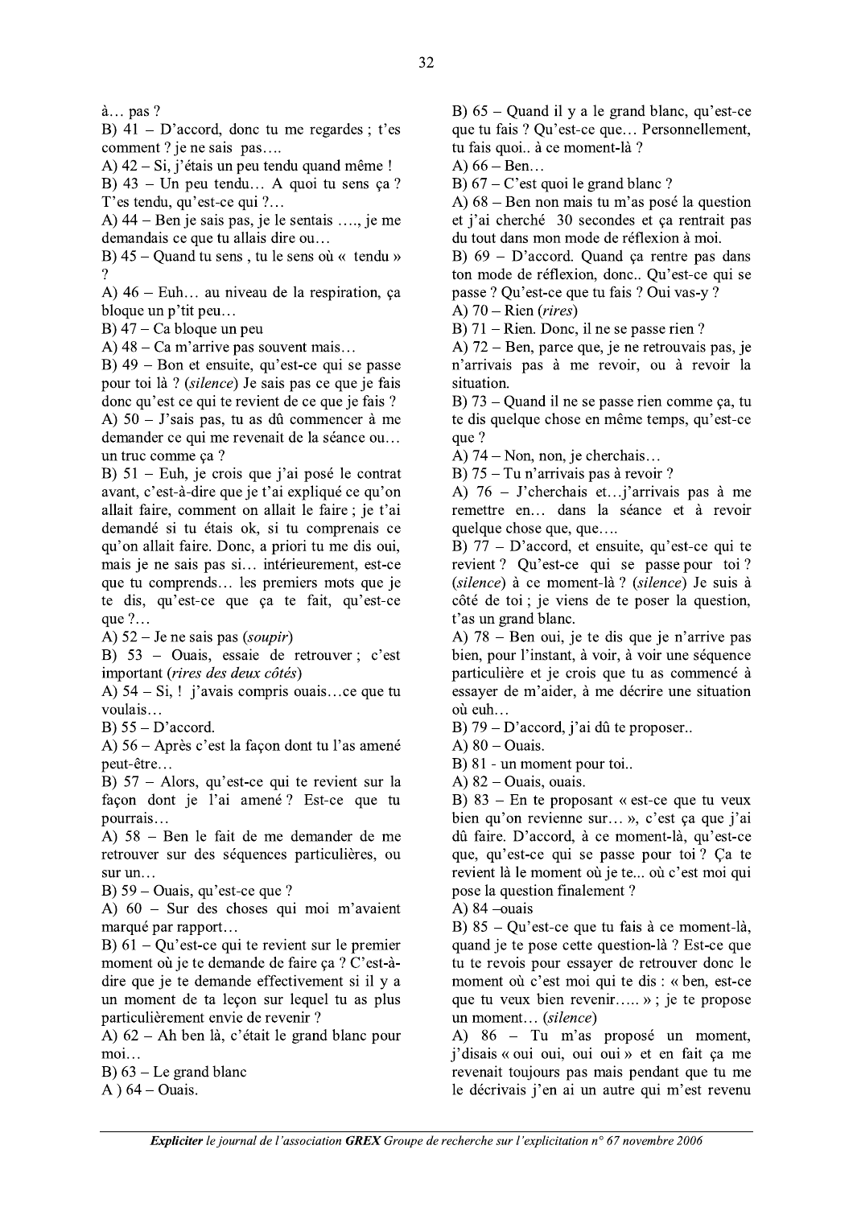à… pas ?

B) 41 – D'accord, donc tu me regardes ; t'es comment ? je ne sais pas….

A) 42 – Si, j'étais un peu tendu quand même !

B) 43 – Un peu tendu… A quoi tu sens ça ? T'es tendu, qu'est-ce qui ?…

A) 44 – Ben je sais pas, je le sentais …., je me demandais ce que tu allais dire ou…

B) 45 – Quand tu sens , tu le sens où « tendu » ?

A) 46 – Euh… au niveau de la respiration, ça bloque un p'tit peu…

B) 47 – Ca bloque un peu

A) 48 – Ca m'arrive pas souvent mais…

B) 49 – Bon et ensuite, qu'est-ce qui se passe pour toi là ? (*silence*) Je sais pas ce que je fais donc qu'est ce qui te revient de ce que je fais ?

A) 50 – J'sais pas, tu as dû commencer à me demander ce qui me revenait de la séance ou… un truc comme ça ?

B) 51 – Euh, je crois que j'ai posé le contrat avant, c'est-à-dire que je t'ai expliqué ce qu'on allait faire, comment on allait le faire ; je t'ai demandé si tu étais ok, si tu comprenais ce qu'on allait faire. Donc, a priori tu me dis oui, mais je ne sais pas si… intérieurement, est-ce que tu comprends… les premiers mots que je te dis, qu'est-ce que ça te fait, qu'est-ce que ?…

A) 52 – Je ne sais pas (*soupir*)

B) 53 – Ouais, essaie de retrouver ; c'est important (*rires des deux côtés*)

A) 54 – Si, ! j'avais compris ouais…ce que tu voulais…

B) 55 – D'accord.

A) 56 – Après c'est la façon dont tu l'as amené peut-être…

B) 57 – Alors, qu'est-ce qui te revient sur la façon dont je l'ai amené ? Est-ce que tu pourrais…

A) 58 – Ben le fait de me demander de me retrouver sur des séquences particulières, ou sur un…

B) 59 – Ouais, qu'est-ce que ?

A) 60 – Sur des choses qui moi m'avaient marqué par rapport…

B) 61 – Qu'est-ce qui te revient sur le premier moment où je te demande de faire ça ? C'est-à-dire que je te demande effectivement si il y a un moment de ta leçon sur lequel tu as plus particulièrement envie de revenir ?

A) 62 – Ah ben là, c'était le grand blanc pour moi…

B) 63 – Le grand blanc

A ) 64 – Ouais.

B) 65 – Quand il y a le grand blanc, qu'est-ce que tu fais ? Qu'est-ce que… Personnellement, tu fais quoi.. à ce moment-là ?

A) 66 – Ben…

B) 67 – C'est quoi le grand blanc ?

A) 68 – Ben non mais tu m'as posé la question et j'ai cherché 30 secondes et ça rentrait pas du tout dans mon mode de réflexion à moi.

B) 69 – D'accord. Quand ça rentre pas dans ton mode de réflexion, donc.. Qu'est-ce qui se passe ? Qu'est-ce que tu fais ? Oui vas-y ?

A) 70 – Rien (*rires*)

B) 71 – Rien. Donc, il ne se passe rien ?

A) 72 – Ben, parce que, je ne retrouvais pas, je n'arrivais pas à me revoir, ou à revoir la situation.

B) 73 – Quand il ne se passe rien comme ça, tu te dis quelque chose en même temps, qu'est-ce que ?

A) 74 – Non, non, je cherchais…

B) 75 – Tu n'arrivais pas à revoir ?

A) 76 – J'cherchais et…j'arrivais pas à me remettre en… dans la séance et à revoir quelque chose que, que….

B) 77 – D'accord, et ensuite, qu'est-ce qui te revient ? Qu'est-ce qui se passe pour toi ? (*silence*) à ce moment-là ? (*silence*) Je suis à côté de toi ; je viens de te poser la question, t'as un grand blanc.

A) 78 – Ben oui, je te dis que je n'arrive pas bien, pour l'instant, à voir, à voir une séquence particulière et je crois que tu as commencé à essayer de m'aider, à me décrire une situation où euh…

B) 79 – D'accord, j'ai dû te proposer..

A) 80 – Ouais.

B) 81 - un moment pour toi..

A) 82 – Ouais, ouais.

B) 83 – En te proposant « est-ce que tu veux bien qu'on revienne sur… », c'est ça que j'ai dû faire. D'accord, à ce moment-là, qu'est-ce que, qu'est-ce qui se passe pour toi ? Ça te revient là le moment où je te... où c'est moi qui pose la question finalement ?

A) 84 –ouais

B) 85 – Qu'est-ce que tu fais à ce moment-là, quand je te pose cette question-là ? Est-ce que tu te revois pour essayer de retrouver donc le moment où c'est moi qui te dis : « ben, est-ce que tu veux bien revenir….. » ; je te propose un moment… (*silence*)

A) 86 – Tu m'as proposé un moment, j'disais « oui oui, oui oui » et en fait ça me revenait toujours pas mais pendant que tu me le décrivais j'en ai un autre qui m'est revenu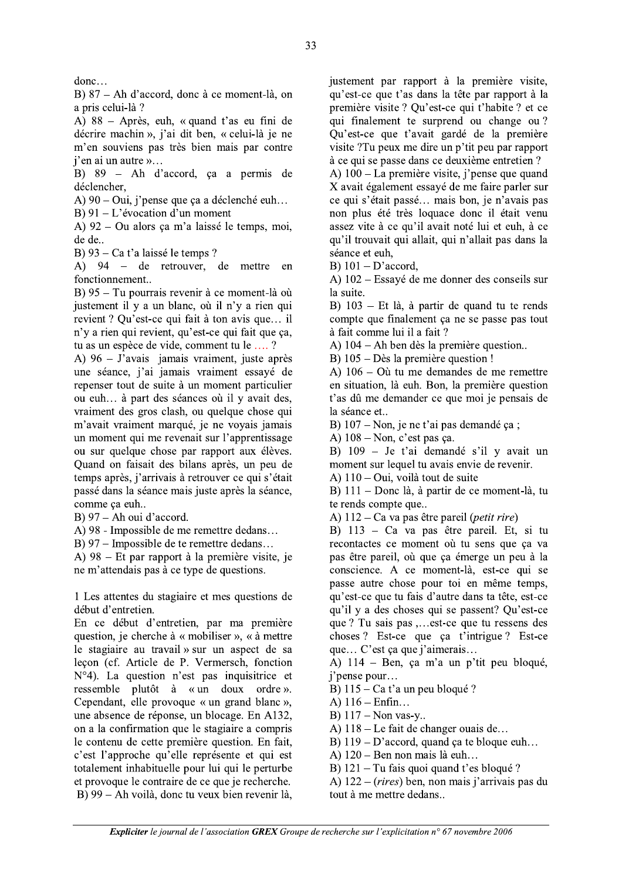donc…

B) 87 – Ah d'accord, donc à ce moment-là, on a pris celui-là ?

A) 88 – Après, euh, « quand t'as eu fini de décrire machin », j'ai dit ben, « celui-là je ne m'en souviens pas très bien mais par contre j'en ai un autre »…

B) 89 – Ah d'accord, ça a permis de déclencher,

A) 90 – Oui, j'pense que ça a déclenché euh…

B) 91 – L'évocation d'un moment

A) 92 – Ou alors ça m'a laissé le temps, moi, de de..

B) 93 – Ca t'a laissé le temps ?

A) 94 – de retrouver, de mettre en fonctionnement..

B) 95 – Tu pourrais revenir à ce moment-là où justement il y a un blanc, où il n'y a rien qui revient ? Qu'est-ce qui fait à ton avis que… il n'y a rien qui revient, qu'est-ce qui fait que ça, tu as un espèce de vide, comment tu le …. ?

A) 96 – J'avais jamais vraiment, juste après une séance, j'ai jamais vraiment essayé de repenser tout de suite à un moment particulier ou euh… à part des séances où il y avait des, vraiment des gros clash, ou quelque chose qui m'avait vraiment marqué, je ne voyais jamais un moment qui me revenait sur l'apprentissage ou sur quelque chose par rapport aux élèves. Quand on faisait des bilans après, un peu de temps après, j'arrivais à retrouver ce qui s'était passé dans la séance mais juste après la séance, comme ça euh..

B) 97 – Ah oui d'accord.

A) 98 - Impossible de me remettre dedans…

B) 97 – Impossible de te remettre dedans…

A) 98 – Et par rapport à la première visite, je ne m'attendais pas à ce type de questions.

1 Les attentes du stagiaire et mes questions de début d'entretien.

En ce début d'entretien, par ma première question, je cherche à « mobiliser », « à mettre le stagiaire au travail » sur un aspect de sa leçon (cf. Article de P. Vermersch, fonction N°4). La question n'est pas inquisitrice et ressemble plutôt à « un doux ordre ». Cependant, elle provoque « un grand blanc », une absence de réponse, un blocage. En A132, on a la confirmation que le stagiaire a compris le contenu de cette première question. En fait, c'est l'approche qu'elle représente et qui est totalement inhabituelle pour lui qui le perturbe et provoque le contraire de ce que je recherche.

B) 99 – Ah voilà, donc tu veux bien revenir là, justement par rapport à la première visite, qu'est-ce que t'as dans la tête par rapport à la première visite ? Qu'est-ce qui t'habite ? et ce qui finalement te surprend ou change ou ? Qu'est-ce que t'avait gardé de la première visite ?Tu peux me dire un p'tit peu par rapport à ce qui se passe dans ce deuxième entretien ?

A) 100 – La première visite, j'pense que quand X avait également essayé de me faire parler sur ce qui s'était passé… mais bon, je n'avais pas non plus été très loquace donc il était venu assez vite à ce qu'il avait noté lui et euh, à ce qu'il trouvait qui allait, qui n'allait pas dans la séance et euh,

B) 101 – D'accord,

A) 102 – Essayé de me donner des conseils sur la suite.

B) 103 – Et là, à partir de quand tu te rends compte que finalement ça ne se passe pas tout à fait comme lui il a fait ?

A) 104 – Ah ben dès la première question..

B) 105 – Dès la première question !

A) 106 – Où tu me demandes de me remettre en situation, là euh. Bon, la première question t'as dû me demander ce que moi je pensais de la séance et..

B) 107 – Non, je ne t'ai pas demandé ça ;

A) 108 – Non, c'est pas ça.

B) 109 – Je t'ai demandé s'il y avait un moment sur lequel tu avais envie de revenir.

A) 110 – Oui, voilà tout de suite

B) 111 – Donc là, à partir de ce moment-là, tu te rends compte que..

A) 112 – Ca va pas être pareil (*petit rire*)

B) 113 – Ca va pas être pareil. Et, si tu recontactes ce moment où tu sens que ça va pas être pareil, où que ça émerge un peu à la conscience. A ce moment-là, est-ce qui se passe autre chose pour toi en même temps, qu'est-ce que tu fais d'autre dans ta tête, est-ce qu'il y a des choses qui se passent? Qu'est-ce que ? Tu sais pas ,…est-ce que tu ressens des choses ? Est-ce que ça t'intrigue ? Est-ce que… C'est ça que j'aimerais…

A) 114 – Ben, ça m'a un p'tit peu bloqué, j'pense pour…

B) 115 – Ca t'a un peu bloqué ?

A) 116 – Enfin…

B) 117 – Non vas-y..

A) 118 – Le fait de changer ouais de…

B) 119 – D'accord, quand ça te bloque euh…

A) 120 – Ben non mais là euh…

B) 121 – Tu fais quoi quand t'es bloqué ?

A) 122 – (*rires*) ben, non mais j'arrivais pas du tout à me mettre dedans..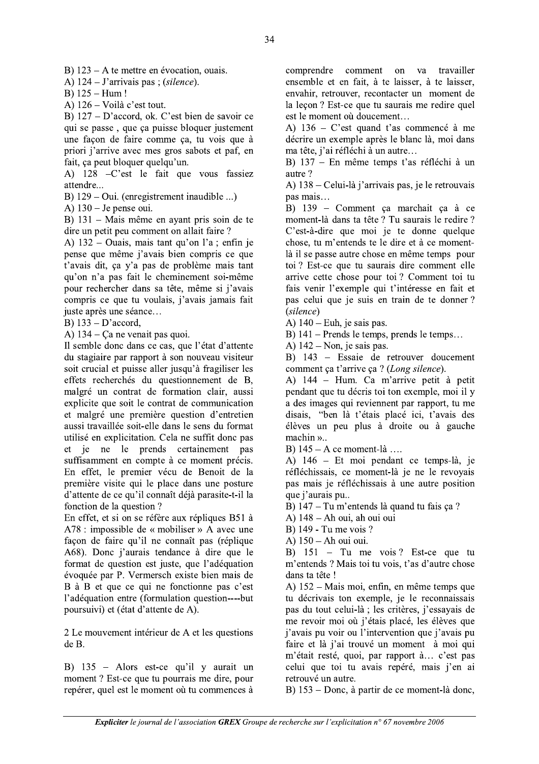B) 123 – A te mettre en évocation, ouais.

A) 124 – J'arrivais pas ; (*silence*).

B) 125 – Hum !

A) 126 – Voilà c'est tout.

B) 127 – D'accord, ok. C'est bien de savoir ce qui se passe , que ça puisse bloquer justement une façon de faire comme ça, tu vois que à priori j'arrive avec mes gros sabots et paf, en fait, ça peut bloquer quelqu'un.

A) 128 –C'est le fait que vous fassiez attendre...

B) 129 – Oui. (enregistrement inaudible ...)

A) 130 – Je pense oui.

B) 131 – Mais même en ayant pris soin de te dire un petit peu comment on allait faire ?

A) 132 – Ouais, mais tant qu'on l'a ; enfin je pense que même j'avais bien compris ce que t'avais dit, ça y'a pas de problème mais tant qu'on n'a pas fait le cheminement soi-même pour rechercher dans sa tête, même si j'avais compris ce que tu voulais, j'avais jamais fait juste après une séance…

B) 133 – D'accord,

A) 134 – Ça ne venait pas quoi.

Il semble donc dans ce cas, que l'état d'attente du stagiaire par rapport à son nouveau visiteur soit crucial et puisse aller jusqu'à fragiliser les effets recherchés du questionnement de B, malgré un contrat de formation clair, aussi explicite que soit le contrat de communication et malgré une première question d'entretien aussi travaillée soit-elle dans le sens du format utilisé en explicitation. Cela ne suffit donc pas et je ne le prends certainement pas suffisamment en compte à ce moment précis. En effet, le premier vécu de Benoit de la première visite qui le place dans une posture d'attente de ce qu'il connaît déjà parasite-t-il la fonction de la question ?

En effet, et si on se réfère aux répliques B51 à A78 : impossible de « mobiliser » A avec une façon de faire qu'il ne connaît pas (réplique A68). Donc j'aurais tendance à dire que le format de question est juste, que l'adéquation évoquée par P. Vermersch existe bien mais de B à B et que ce qui ne fonctionne pas c'est l'adéquation entre (formulation question----but poursuivi) et (état d'attente de A).

2 Le mouvement intérieur de A et les questions de B.

B) 135 – Alors est-ce qu'il y aurait un moment ? Est-ce que tu pourrais me dire, pour repérer, quel est le moment où tu commences à comprendre comment on va travailler ensemble et en fait, à te laisser, à te laisser, envahir, retrouver, recontacter un moment de la leçon ? Est-ce que tu saurais me redire quel est le moment où doucement…

A) 136 – C'est quand t'as commencé à me décrire un exemple après le blanc là, moi dans ma tête, j'ai réfléchi à un autre…

B) 137 – En même temps t'as réfléchi à un autre ?

A) 138 – Celui-là j'arrivais pas, je le retrouvais pas mais…

B) 139 – Comment ça marchait ça à ce moment-là dans ta tête ? Tu saurais le redire ? C'est-à-dire que moi je te donne quelque chose, tu m'entends te le dire et à ce moment-là il se passe autre chose en même temps pour toi ? Est-ce que tu saurais dire comment elle arrive cette chose pour toi ? Comment toi tu fais venir l'exemple qui t'intéresse en fait et pas celui que je suis en train de te donner ? (*silence*)

A) 140 – Euh, je sais pas.

B) 141 – Prends le temps, prends le temps…

A) 142 – Non, je sais pas.

B) 143 – Essaie de retrouver doucement comment ça t'arrive ça ? (*Long silence*).

A) 144 – Hum. Ca m'arrive petit à petit pendant que tu décris toi ton exemple, moi il y a des images qui reviennent par rapport, tu me disais, "ben là t'étais placé ici, t'avais des élèves un peu plus à droite ou à gauche machin »..

B) 145 – A ce moment-là ….

A) 146 – Et moi pendant ce temps-là, je réfléchissais, ce moment-là je ne le revoyais pas mais je réfléchissais à une autre position que j'aurais pu..

B) 147 – Tu m'entends là quand tu fais ça ?

A) 148 – Ah oui, ah oui oui

B) 149 - Tu me vois ?

A) 150 – Ah oui oui.

B) 151 – Tu me vois ? Est-ce que tu m'entends ? Mais toi tu vois, t'as d'autre chose dans ta tête !

A) 152 – Mais moi, enfin, en même temps que tu décrivais ton exemple, je le reconnaissais pas du tout celui-là ; les critères, j'essayais de me revoir moi où j'étais placé, les élèves que j'avais pu voir ou l'intervention que j'avais pu faire et là j'ai trouvé un moment à moi qui m'était resté, quoi, par rapport à… c'est pas celui que toi tu avais repéré, mais j'en ai retrouvé un autre.

B) 153 – Donc, à partir de ce moment-là donc,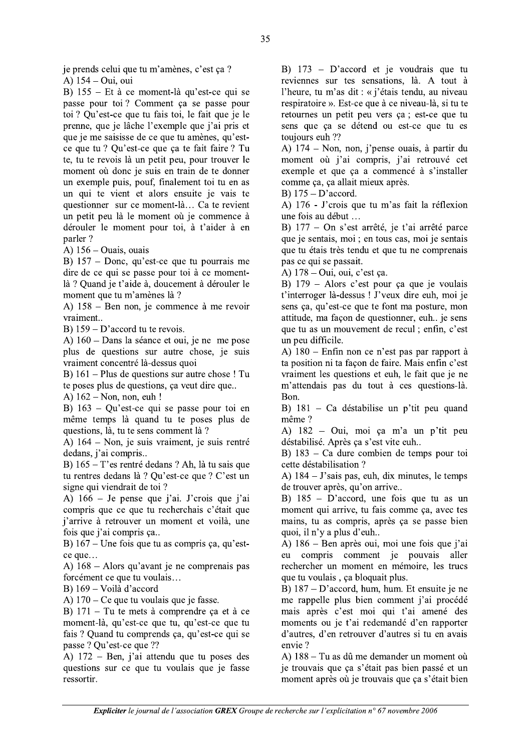je prends celui que tu m'amènes, c'est ça ?

A) 154 – Oui, oui

B) 155 – Et à ce moment-là qu'est-ce qui se passe pour toi ? Comment ça se passe pour toi ? Qu'est-ce que tu fais toi, le fait que je le prenne, que je lâche l'exemple que j'ai pris et que je me saisisse de ce que tu amènes, qu'est-ce que tu ? Qu'est-ce que ça te fait faire ? Tu te, tu te revois là un petit peu, pour trouver le moment où donc je suis en train de te donner un exemple puis, pouf, finalement toi tu en as un qui te vient et alors ensuite je vais te questionner sur ce moment-là… Ca te revient un petit peu là le moment où je commence à dérouler le moment pour toi, à t'aider à en parler ?

A) 156 – Ouais, ouais

B) 157 – Donc, qu'est-ce que tu pourrais me dire de ce qui se passe pour toi à ce moment-là ? Quand je t'aide à, doucement à dérouler le moment que tu m'amènes là ?

A) 158 – Ben non, je commence à me revoir vraiment..

B) 159 – D'accord tu te revois.

A) 160 – Dans la séance et oui, je ne me pose plus de questions sur autre chose, je suis vraiment concentré là-dessus quoi

B) 161 – Plus de questions sur autre chose ! Tu te poses plus de questions, ça veut dire que..

A) 162 – Non, non, euh !

B) 163 – Qu'est-ce qui se passe pour toi en même temps là quand tu te poses plus de questions, là, tu te sens comment là ?

A) 164 – Non, je suis vraiment, je suis rentré dedans, j'ai compris..

B) 165 – T'es rentré dedans ? Ah, là tu sais que tu rentres dedans là ? Qu'est-ce que ? C'est un signe qui viendrait de toi ?

A) 166 – Je pense que j'ai. J'crois que j'ai compris que ce que tu recherchais c'était que j'arrive à retrouver un moment et voilà, une fois que j'ai compris ça..

B) 167 – Une fois que tu as compris ça, qu'est-ce que…

A) 168 – Alors qu'avant je ne comprenais pas forcément ce que tu voulais…

B) 169 – Voilà d'accord

A) 170 – Ce que tu voulais que je fasse.

B) 171 – Tu te mets à comprendre ça et à ce moment-là, qu'est-ce que tu, qu'est-ce que tu fais ? Quand tu comprends ça, qu'est-ce qui se passe ? Qu'est-ce que ??

A) 172 – Ben, j'ai attendu que tu poses des questions sur ce que tu voulais que je fasse ressortir.

B) 173 – D'accord et je voudrais que tu reviennes sur tes sensations, là. A tout à l'heure, tu m'as dit : « j'étais tendu, au niveau respiratoire ». Est-ce que à ce niveau-là, si tu te retournes un petit peu vers ça ; est-ce que tu sens que ça se détend ou est-ce que tu es toujours euh ??

A) 174 – Non, non, j'pense ouais, à partir du moment où j'ai compris, j'ai retrouvé cet exemple et que ça a commencé à s'installer comme ça, ça allait mieux après.

B) 175 – D'accord.

A) 176 - J'crois que tu m'as fait la réflexion une fois au début …

B) 177 – On s'est arrêté, je t'ai arrêté parce que je sentais, moi ; en tous cas, moi je sentais que tu étais très tendu et que tu ne comprenais pas ce qui se passait.

A) 178 – Oui, oui, c'est ça.

B) 179 – Alors c'est pour ça que je voulais t'interroger là-dessus ! J'veux dire euh, moi je sens ça, qu'est-ce que te font ma posture, mon attitude, ma façon de questionner, euh.. je sens que tu as un mouvement de recul ; enfin, c'est un peu difficile.

A) 180 – Enfin non ce n'est pas par rapport à ta position ni ta façon de faire. Mais enfin c'est vraiment les questions et euh, le fait que je ne m'attendais pas du tout à ces questions-là. Bon.

B) 181 – Ca déstabilise un p'tit peu quand même ?

A) 182 – Oui, moi ça m'a un p'tit peu déstabilisé. Après ça s'est vite euh..

B) 183 – Ca dure combien de temps pour toi cette déstabilisation ?

A) 184 – J'sais pas, euh, dix minutes, le temps de trouver après, qu'on arrive..

B) 185 – D'accord, une fois que tu as un moment qui arrive, tu fais comme ça, avec tes mains, tu as compris, après ça se passe bien quoi, il n'y a plus d'euh..

A) 186 – Ben après oui, moi une fois que j'ai eu compris comment je pouvais aller rechercher un moment en mémoire, les trucs que tu voulais , ça bloquait plus.

B) 187 – D'accord, hum, hum. Et ensuite je ne me rappelle plus bien comment j'ai procédé mais après c'est moi qui t'ai amené des moments ou je t'ai redemandé d'en rapporter d'autres, d'en retrouver d'autres si tu en avais envie ?

A) 188 – Tu as dû me demander un moment où je trouvais que ça s'était pas bien passé et un moment après où je trouvais que ça s'était bien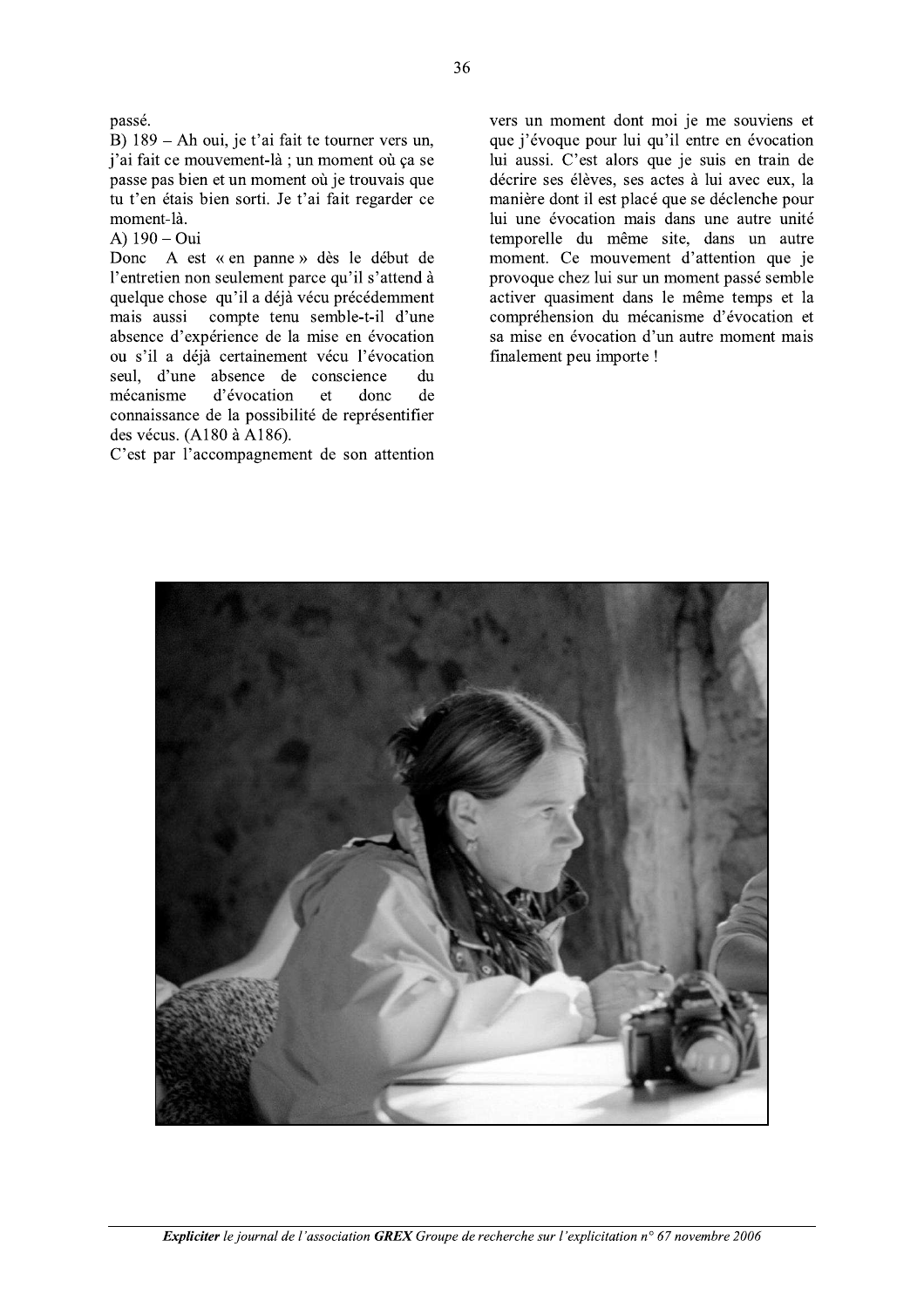passé.

B) 189 – Ah oui, je t'ai fait te tourner vers un, j'ai fait ce mouvement-là ; un moment où ça se passe pas bien et un moment où je trouvais que tu t'en étais bien sorti. Je t'ai fait regarder ce moment-là.

A) 190 – Oui

Donc A est « en panne » dès le début de l'entretien non seulement parce qu'il s'attend à quelque chose qu'il a déjà vécu précédemment mais aussi compte tenu semble-t-il d'une absence d'expérience de la mise en évocation ou s'il a déjà certainement vécu l'évocation seul, d'une absence de conscience du mécanisme d'évocation et donc de connaissance de la possibilité de représentifier des vécus. (A180 à A186).

C'est par l'accompagnement de son attention vers un moment dont moi je me souviens et que j'évoque pour lui qu'il entre en évocation lui aussi. C'est alors que je suis en train de décrire ses élèves, ses actes à lui avec eux, la manière dont il est placé que se déclenche pour lui une évocation mais dans une autre unité temporelle du même site, dans un autre moment. Ce mouvement d'attention que je provoque chez lui sur un moment passé semble activer quasiment dans le même temps et la compréhension du mécanisme d'évocation et sa mise en évocation d'un autre moment mais finalement peu importe !